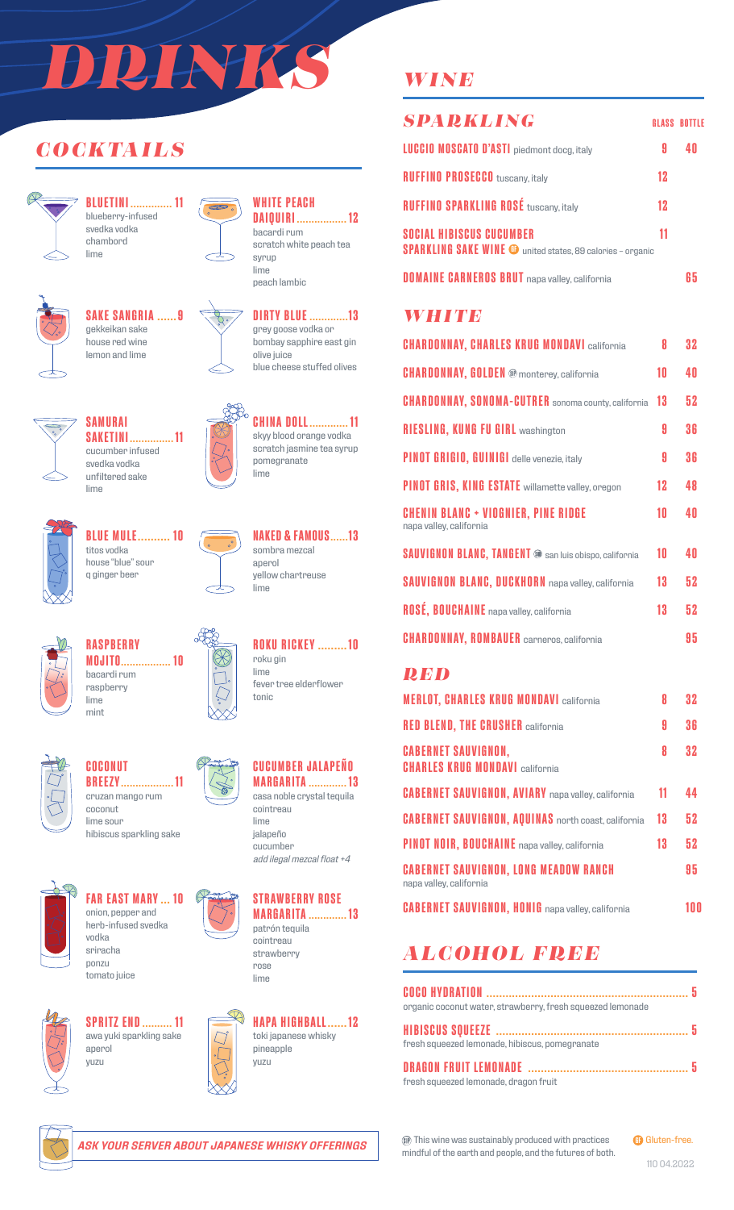# DRINKS

## COCKTAILS

**BLUETINI** ............. 11
blueberry-infused
svedka vodka
chambord
lime

**WHITE PEACH DAIQUIRI** ................ 12
bacardi rum
scratch white peach tea syrup
lime
peach lambic

**SAKE SANGRIA** ...... 9
gekkeikan sake
house red wine
lemon and lime

**DIRTY BLUE** ............ 13
grey goose vodka or
bombay sapphire east gin
olive juice
blue cheese stuffed olives

**SAMURAI SAKETINI** .............. 11
cucumber infused
svedka vodka
unfiltered sake
lime

**CHINA DOLL** ............ 11
skyy blood orange vodka
scratch jasmine tea syrup
pomegranate
lime

**BLUE MULE** .......... 10
titos vodka
house "blue" sour
q ginger beer

**NAKED & FAMOUS** ...... 13
sombra mezcal
aperol
yellow chartreuse
lime

**RASPBERRY MOJITO** ................ 10
bacardi rum
raspberry
lime
mint

**ROKU RICKEY** ......... 10
roku gin
lime
fever tree elderflower
tonic

**COCONUT BREEZY** ................. 11
cruzan mango rum
coconut
lime sour
hibiscus sparkling sake

**CUCUMBER JALAPEÑO MARGARITA** ............ 13
casa noble crystal tequila
cointreau
lime
jalapeño
cucumber
*add ilegal mezcal float +4*

**FAR EAST MARY** ... 10
onion, pepper and
herb-infused svedka
vodka
sriracha
ponzu
tomato juice

**STRAWBERRY ROSE MARGARITA** ............ 13
patrón tequila
cointreau
strawberry
rose
lime

**SPRITZ END** .......... 11
awa yuki sparkling sake
aperol
yuzu

**HAPA HIGHBALL** ...... 12
toki japanese whisky
pineapple
yuzu

*ASK YOUR SERVER ABOUT JAPANESE WHISKY OFFERINGS*

## WINE

### SPARKLING

| | GLASS | BOTTLE |
|---|---|---|
| **LUCCIO MOSCATO D'ASTI** piedmont docg, italy | 9 | 40 |
| **RUFFINO PROSECCO** tuscany, italy | 12 | |
| **RUFFINO SPARKLING ROSÉ** tuscany, italy | 12 | |
| **SOCIAL HIBISCUS CUCUMBER SPARKLING SAKE WINE** (GF) united states, 89 calories - organic | 11 | |
| **DOMAINE CARNEROS BRUT** napa valley, california | | 65 |

### WHITE

| | GLASS | BOTTLE |
|---|---|---|
| **CHARDONNAY, CHARLES KRUG MONDAVI** california | 8 | 32 |
| **CHARDONNAY, GOLDEN** (SP) monterey, california | 10 | 40 |
| **CHARDONNAY, SONOMA-CUTRER** sonoma county, california | 13 | 52 |
| **RIESLING, KUNG FU GIRL** washington | 9 | 36 |
| **PINOT GRIGIO, GUINIGI** delle venezie, italy | 9 | 36 |
| **PINOT GRIS, KING ESTATE** willamette valley, oregon | 12 | 48 |
| **CHENIN BLANC + VIOGNIER, PINE RIDGE** napa valley, california | 10 | 40 |
| **SAUVIGNON BLANC, TANGENT** (SP) san luis obispo, california | 10 | 40 |
| **SAUVIGNON BLANC, DUCKHORN** napa valley, california | 13 | 52 |
| **ROSÉ, BOUCHAINE** napa valley, california | 13 | 52 |
| **CHARDONNAY, ROMBAUER** carneros, california | | 95 |

### RED

| | GLASS | BOTTLE |
|---|---|---|
| **MERLOT, CHARLES KRUG MONDAVI** california | 8 | 32 |
| **RED BLEND, THE CRUSHER** california | 9 | 36 |
| **CABERNET SAUVIGNON, CHARLES KRUG MONDAVI** california | 8 | 32 |
| **CABERNET SAUVIGNON, AVIARY** napa valley, california | 11 | 44 |
| **CABERNET SAUVIGNON, AQUINAS** north coast, california | 13 | 52 |
| **PINOT NOIR, BOUCHAINE** napa valley, california | 13 | 52 |
| **CABERNET SAUVIGNON, LONG MEADOW RANCH** napa valley, california | | 95 |
| **CABERNET SAUVIGNON, HONIG** napa valley, california | | 100 |

## ALCOHOL FREE

**COCO HYDRATION** ........................................ 5
organic coconut water, strawberry, fresh squeezed lemonade

**HIBISCUS SQUEEZE** ........................................ 5
fresh squeezed lemonade, hibiscus, pomegranate

**DRAGON FRUIT LEMONADE** ........................................ 5
fresh squeezed lemonade, dragon fruit

(SP) This wine was sustainably produced with practices mindful of the earth and people, and the futures of both.

(GF) Gluten-free.

110 04.2022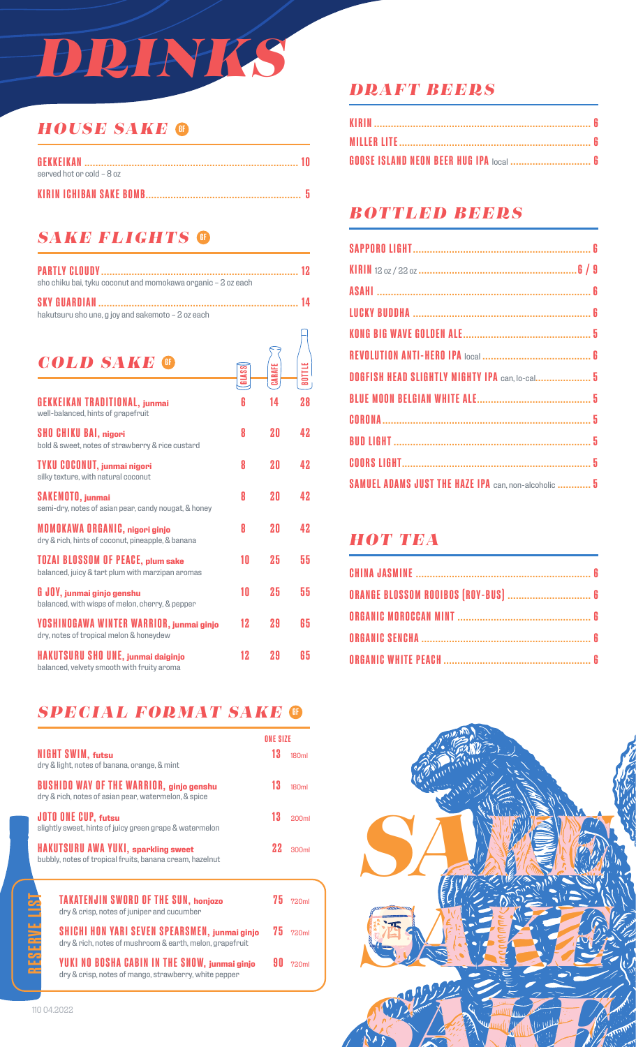# DRINKS

## HOUSE SAKE GF

**GEKKEIKAN** ........ 10
served hot or cold – 8 oz

**KIRIN ICHIBAN SAKE BOMB** ........ 5

## SAKE FLIGHTS GF

**PARTLY CLOUDY** ........ 12
sho chiku bai, tyku coconut and momokawa organic – 2 oz each

**SKY GUARDIAN** ........ 14
hakutsuru sho une, g joy and sakemoto – 2 oz each

## COLD SAKE GF

| | GLASS | CARAFE | BOTTLE |
|---|---|---|---|
| **GEKKEIKAN TRADITIONAL, junmai**<br>well-balanced, hints of grapefruit | 6 | 14 | 28 |
| **SHO CHIKU BAI, nigori**<br>bold & sweet, notes of strawberry & rice custard | 8 | 20 | 42 |
| **TYKU COCONUT, junmai nigori**<br>silky texture, with natural coconut | 8 | 20 | 42 |
| **SAKEMOTO, junmai**<br>semi-dry, notes of asian pear, candy nougat, & honey | 8 | 20 | 42 |
| **MOMOKAWA ORGANIC, nigori ginjo**<br>dry & rich, hints of coconut, pineapple, & banana | 8 | 20 | 42 |
| **TOZAI BLOSSOM OF PEACE, plum sake**<br>balanced, juicy & tart plum with marzipan aromas | 10 | 25 | 55 |
| **G JOY, junmai ginjo genshu**<br>balanced, with wisps of melon, cherry, & pepper | 10 | 25 | 55 |
| **YOSHINOGAWA WINTER WARRIOR, junmai ginjo**<br>dry, notes of tropical melon & honeydew | 12 | 29 | 65 |
| **HAKUTSURU SHO UNE, junmai daiginjo**<br>balanced, velvety smooth with fruity aroma | 12 | 29 | 65 |

## SPECIAL FORMAT SAKE GF

| | ONE SIZE | |
|---|---|---|
| **NIGHT SWIM, futsu**<br>dry & light, notes of banana, orange, & mint | 13 | 180ml |
| **BUSHIDO WAY OF THE WARRIOR, ginjo genshu**<br>dry & rich, notes of asian pear, watermelon, & spice | 13 | 180ml |
| **JOTO ONE CUP, futsu**<br>slightly sweet, hints of juicy green grape & watermelon | 13 | 200ml |
| **HAKUTSURU AWA YUKI, sparkling sweet**<br>bubbly, notes of tropical fruits, banana cream, hazelnut | 22 | 300ml |

### RESERVE LIST

| | | |
|---|---|---|
| **TAKATENJIN SWORD OF THE SUN, honjozo**<br>dry & crisp, notes of juniper and cucumber | 75 | 720ml |
| **SHICHI HON YARI SEVEN SPEARSMEN, junmai ginjo**<br>dry & rich, notes of mushroom & earth, melon, grapefruit | 75 | 720ml |
| **YUKI NO BOSHA CABIN IN THE SNOW, junmai ginjo**<br>dry & crisp, notes of mango, strawberry, white pepper | 90 | 720ml |

## DRAFT BEERS

**KIRIN** ........ 6
**MILLER LITE** ........ 6
**GOOSE ISLAND NEON BEER HUG IPA** local ........ 6

## BOTTLED BEERS

**SAPPORO LIGHT** ........ 6
**KIRIN** 12 oz / 22 oz ........ 6 / 9
**ASAHI** ........ 6
**LUCKY BUDDHA** ........ 6
**KONG BIG WAVE GOLDEN ALE** ........ 5
**REVOLUTION ANTI-HERO IPA** local ........ 6
**DOGFISH HEAD SLIGHTLY MIGHTY IPA** can, lo-cal ........ 5
**BLUE MOON BELGIAN WHITE ALE** ........ 5
**CORONA** ........ 5
**BUD LIGHT** ........ 5
**COORS LIGHT** ........ 5
**SAMUEL ADAMS JUST THE HAZE IPA** can, non-alcoholic ........ 5

## HOT TEA

**CHINA JASMINE** ........ 6
**ORANGE BLOSSOM ROOIBOS (ROY-BUS)** ........ 6
**ORGANIC MOROCCAN MINT** ........ 6
**ORGANIC SENCHA** ........ 6
**ORGANIC WHITE PEACH** ........ 6

110 04.2022